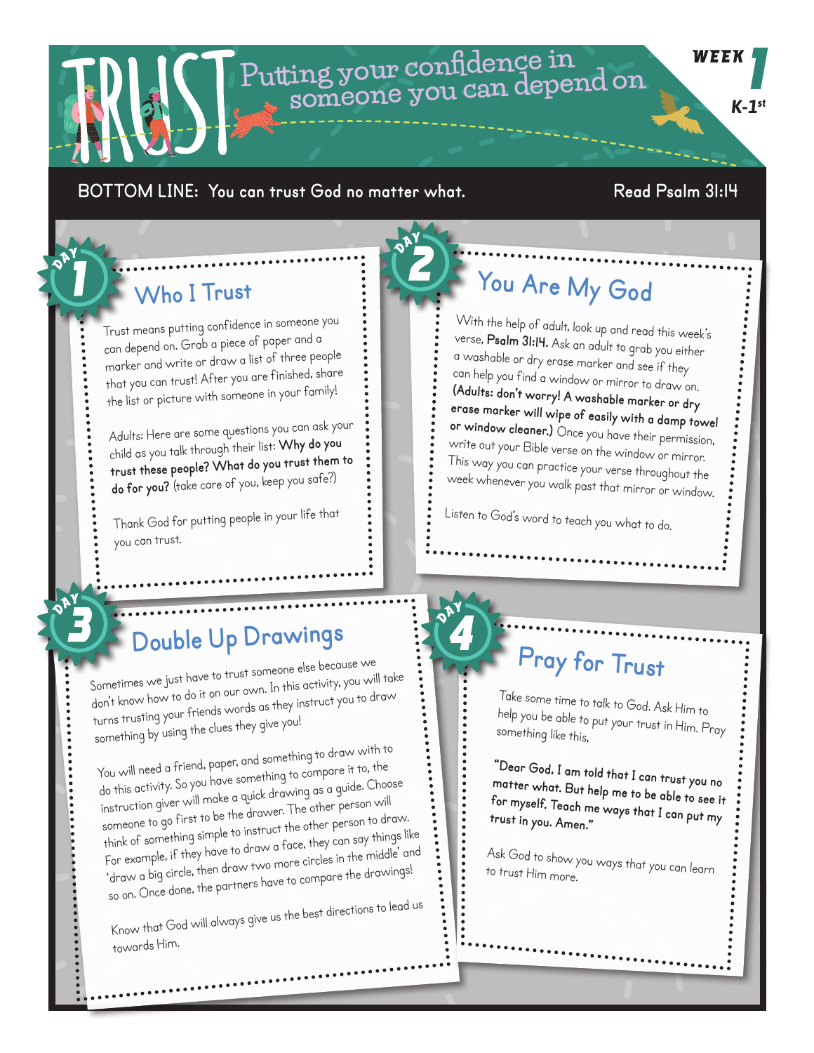# TRUST

Putting your confidence in someone you can depend on

WEEK 1

K-1st

**BOTTOM LINE: You can trust God no matter what.** Read Psalm 31:14

## DAY 1 — Who I Trust

Trust means putting confidence in someone you can depend on. Grab a piece of paper and a marker and write or draw a list of three people that you can trust! After you are finished, share the list or picture with someone in your family!

Adults: Here are some questions you can ask your child as you talk through their list: **Why do you trust these people? What do you trust them to do for you?** (take care of you, keep you safe?)

Thank God for putting people in your life that you can trust.

## DAY 2 — You Are My God

With the help of adult, look up and read this week's verse, **Psalm 31:14.** Ask an adult to grab you either a washable or dry erase marker and see if they can help you find a window or mirror to draw on. **(Adults: don't worry! A washable marker or dry erase marker will wipe of easily with a damp towel or window cleaner.)** Once you have their permission, write out your Bible verse on the window or mirror. This way you can practice your verse throughout the week whenever you walk past that mirror or window.

Listen to God's word to teach you what to do.

## DAY 3 — Double Up Drawings

Sometimes we just have to trust someone else because we don't know how to do it on our own. In this activity, you will take turns trusting your friends words as they instruct you to draw something by using the clues they give you!

You will need a friend, paper, and something to draw with to do this activity. So you have something to compare it to, the instruction giver will make a quick drawing as a guide. Choose someone to go first to be the drawer. The other person will think of something simple to instruct the other person to draw. For example, if they have to draw a face, they can say things like 'draw a big circle, then draw two more circles in the middle' and so on. Once done, the partners have to compare the drawings!

Know that God will always give us the best directions to lead us towards Him.

## DAY 4 — Pray for Trust

Take some time to talk to God. Ask Him to help you be able to put your trust in Him. Pray something like this,

**"Dear God, I am told that I can trust you no matter what. But help me to be able to see it for myself. Teach me ways that I can put my trust in you. Amen."**

Ask God to show you ways that you can learn to trust Him more.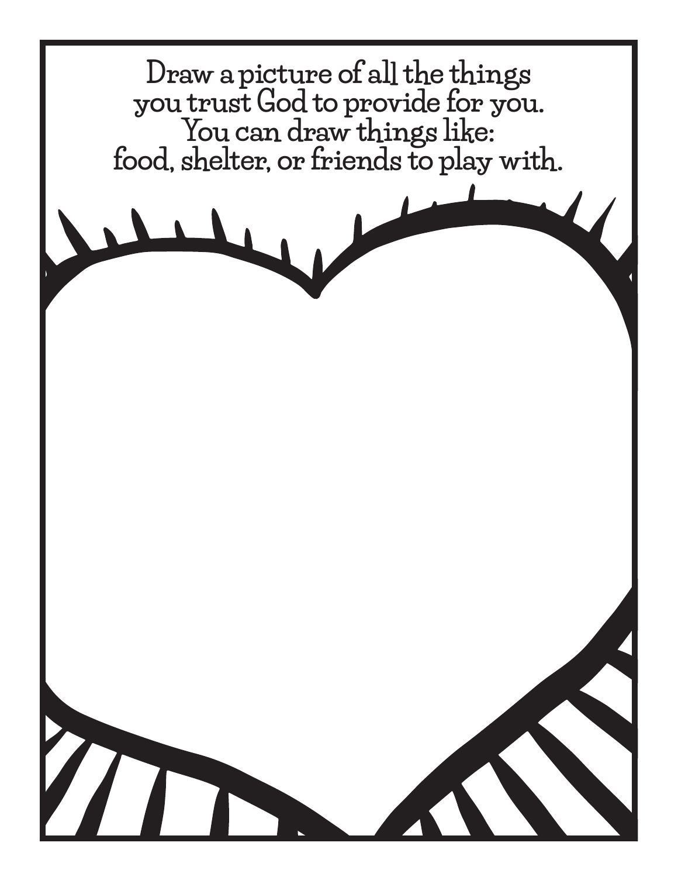Draw a picture of all the things
you trust God to provide for you.
You can draw things like:
food, shelter, or friends to play with.